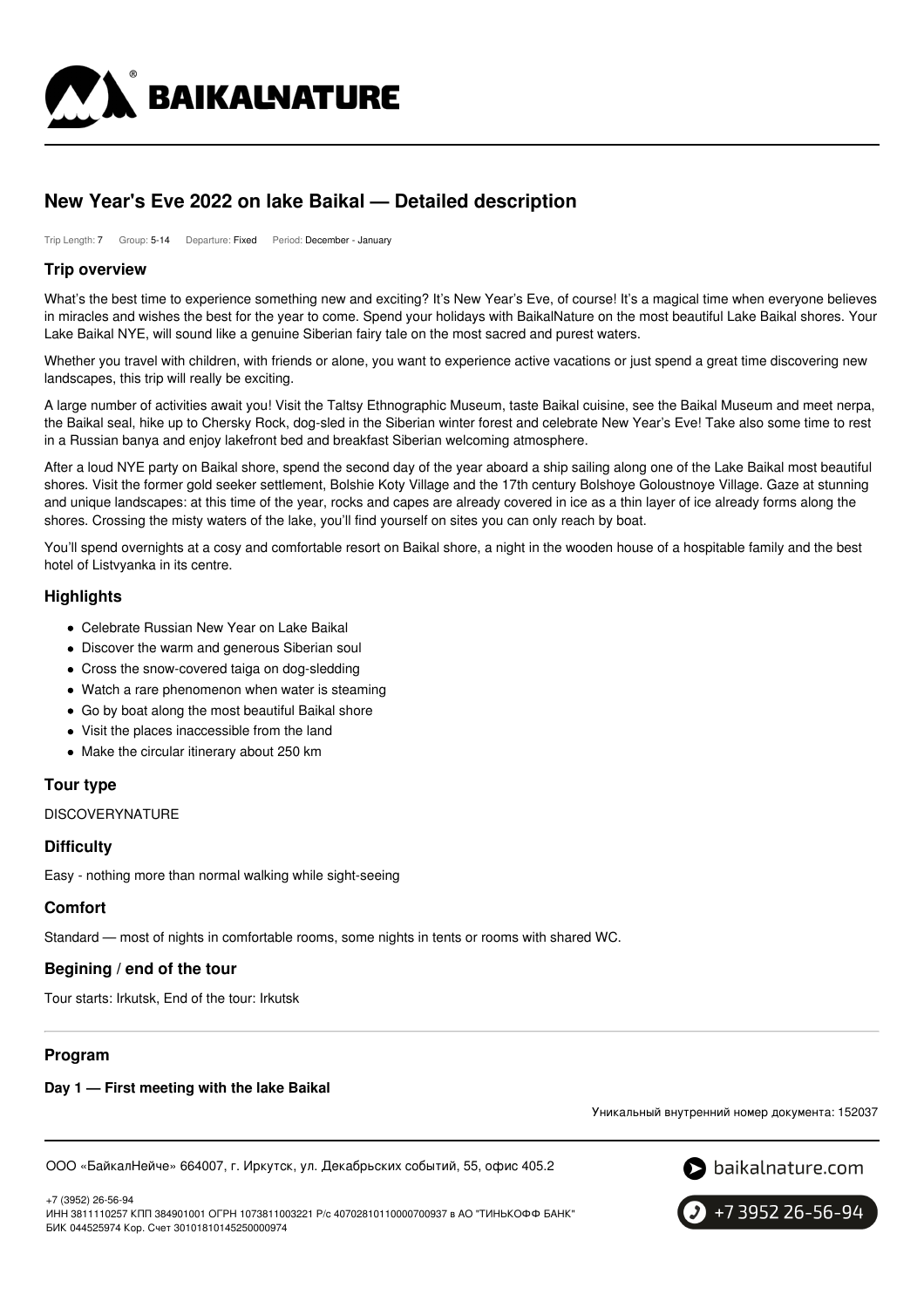# New Year's Eve 2022 on lake Baikal — Detailed description

Trip Length: 7 Group: 5-14 Departure: Fixed Period: December - January

## Trip overview

What's the best time to experience something new and exciting? It's New Year's Eve, of course! It's a magical time when everyone believes in miracles and wishes the best for the year to come. Spend your holidays with BaikalNature on the most beautiful Lake Baikal shores. Your Lake Baikal NYE, will sound like a genuine Siberian fairy tale on the most sacred and purest waters.

Whether you travel with children, with friends or alone, you want to experience active vacations or just spend a great time discovering new landscapes, this trip will really be exciting.

A large number of activities await you! Visit the Taltsy Ethnographic Museum, taste Baikal cuisine, see the Baikal Museum and meet nerpa, the Baikal seal, hike up to Chersky Rock, dog-sled in the Siberian winter forest and celebrate New Year's Eve! Take also some time to rest in a Russian banya and enjoy lakefront bed and breakfast Siberian welcoming atmosphere.

After a loud NYE party on Baikal shore, spend the second day of the year aboard a ship sailing along one of the Lake Baikal most beautiful shores. Visit the former gold seeker settlement, Bolshie Koty Village and the 17th century Bolshoye Goloustnoye Village. Gaze at stunning and unique landscapes: at this time of the year, rocks and capes are already covered in ice as a thin layer of ice already forms along the shores. Crossing the misty waters of the lake, you'll find yourself on sites you can only reach by boat.

You'll spend overnights at a cosy and comfortable resort on Baikal shore, a night in the wooden house of a hospitable family and the best hotel of Listvyanka in its centre.

## Highlights

- Celebrate Russian New Year on Lake Baikal
- Discover the warm and generous Siberian soul
- Cross the snow-covered taiga on dog-sledding
- Watch a rare phenomenon when water is steaming
- Go by boat along the most beautiful Baikal shore
- Visit the places inaccessible from the land
- Make the circular itinerary about 250 km

## Tour type

DISCOVERYNATURE

## Difficulty

Easy - nothing more than normal walking while sight-seeing

## Comfort

Standard — most of nights in comfortable rooms, some nights in tents or rooms with shared WC.

## Begining / end of the tour

Tour starts: Irkutsk, End of the tour: Irkutsk

## Program

### Day 1 — First meeting with the lake Baikal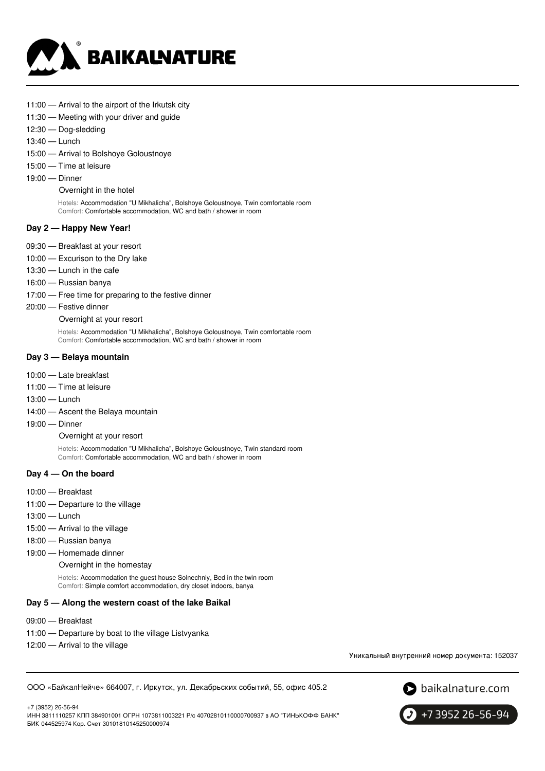11:00 — Arrival to the airport of the Irkutsk city
11:30 — Meeting with your driver and guide
12:30 — Dog-sledding
13:40 — Lunch
15:00 — Arrival to Bolshoye Goloustnoye
15:00 — Time at leisure
19:00 — Dinner

Overnight in the hotel

Hotels: Accommodation "U Mikhalicha", Bolshoye Goloustnoye, Twin comfortable room
Comfort: Comfortable accommodation, WC and bath / shower in room

### Day 2 — Happy New Year!

09:30 — Breakfast at your resort
10:00 — Excurison to the Dry lake
13:30 — Lunch in the cafe
16:00 — Russian banya
17:00 — Free time for preparing to the festive dinner
20:00 — Festive dinner

Overnight at your resort

Hotels: Accommodation "U Mikhalicha", Bolshoye Goloustnoye, Twin comfortable room
Comfort: Comfortable accommodation, WC and bath / shower in room

### Day 3 — Belaya mountain

10:00 — Late breakfast
11:00 — Time at leisure
13:00 — Lunch
14:00 — Ascent the Belaya mountain
19:00 — Dinner

Overnight at your resort

Hotels: Accommodation "U Mikhalicha", Bolshoye Goloustnoye, Twin standard room
Comfort: Comfortable accommodation, WC and bath / shower in room

### Day 4 — On the board

10:00 — Breakfast
11:00 — Departure to the village
13:00 — Lunch
15:00 — Arrival to the village
18:00 — Russian banya
19:00 — Homemade dinner

Overnight in the homestay

Hotels: Accommodation the guest house Solnechniy, Bed in the twin room
Comfort: Simple comfort accommodation, dry closet indoors, banya

### Day 5 — Along the western coast of the lake Baikal

09:00 — Breakfast
11:00 — Departure by boat to the village Listvyanka
12:00 — Arrival to the village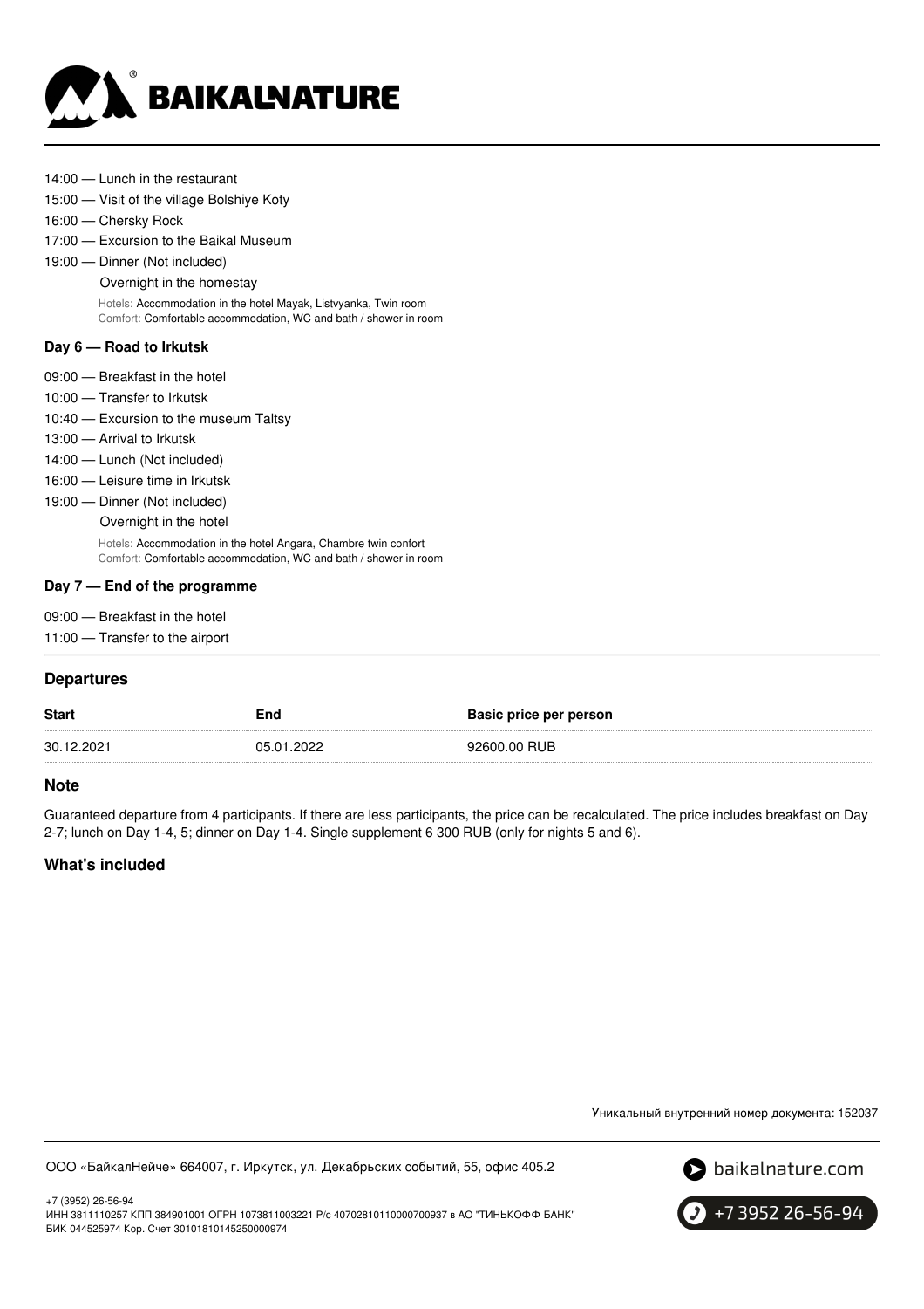14:00 — Lunch in the restaurant
15:00 — Visit of the village Bolshiye Koty
16:00 — Chersky Rock
17:00 — Excursion to the Baikal Museum
19:00 — Dinner (Not included)
Overnight in the homestay

Hotels: Accommodation in the hotel Mayak, Listvyanka, Twin room
Comfort: Comfortable accommodation, WC and bath / shower in room

### Day 6 — Road to Irkutsk

09:00 — Breakfast in the hotel
10:00 — Transfer to Irkutsk
10:40 — Excursion to the museum Taltsy
13:00 — Arrival to Irkutsk
14:00 — Lunch (Not included)
16:00 — Leisure time in Irkutsk
19:00 — Dinner (Not included)
Overnight in the hotel

Hotels: Accommodation in the hotel Angara, Chambre twin confort
Comfort: Comfortable accommodation, WC and bath / shower in room

### Day 7 — End of the programme

09:00 — Breakfast in the hotel
11:00 — Transfer to the airport

## Departures

| Start | End | Basic price per person |
|---|---|---|
| 30.12.2021 | 05.01.2022 | 92600.00 RUB |

## Note

Guaranteed departure from 4 participants. If there are less participants, the price can be recalculated. The price includes breakfast on Day 2-7; lunch on Day 1-4, 5; dinner on Day 1-4. Single supplement 6 300 RUB (only for nights 5 and 6).

## What's included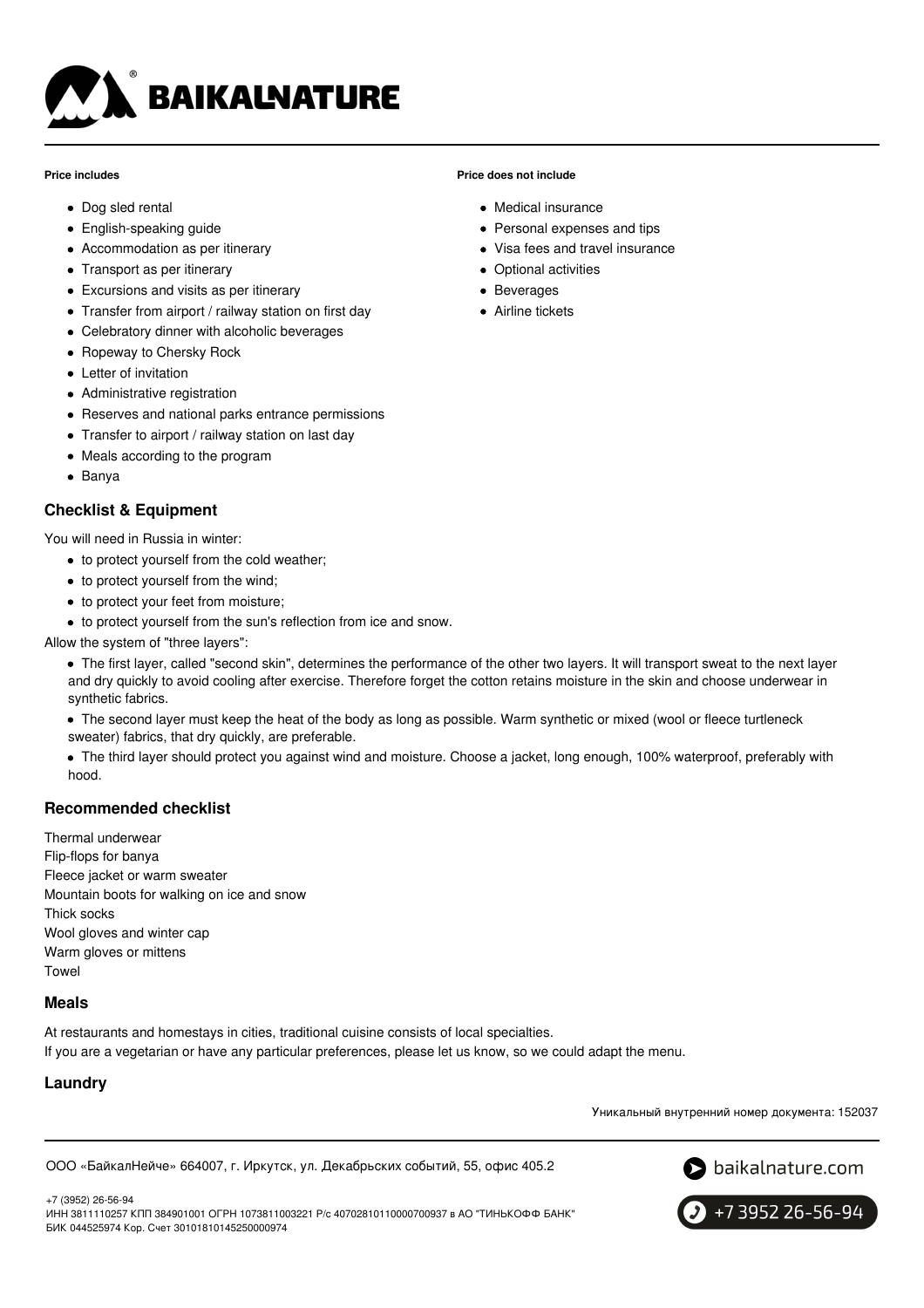**Price includes**

- Dog sled rental
- English-speaking guide
- Accommodation as per itinerary
- Transport as per itinerary
- Excursions and visits as per itinerary
- Transfer from airport / railway station on first day
- Celebratory dinner with alcoholic beverages
- Ropeway to Chersky Rock
- Letter of invitation
- Administrative registration
- Reserves and national parks entrance permissions
- Transfer to airport / railway station on last day
- Meals according to the program
- Banya

**Price does not include**

- Medical insurance
- Personal expenses and tips
- Visa fees and travel insurance
- Optional activities
- Beverages
- Airline tickets

## Checklist & Equipment

You will need in Russia in winter:

- to protect yourself from the cold weather;
- to protect yourself from the wind;
- to protect your feet from moisture;
- to protect yourself from the sun's reflection from ice and snow.

Allow the system of "three layers":

- The first layer, called "second skin", determines the performance of the other two layers. It will transport sweat to the next layer and dry quickly to avoid cooling after exercise. Therefore forget the cotton retains moisture in the skin and choose underwear in synthetic fabrics.
- The second layer must keep the heat of the body as long as possible. Warm synthetic or mixed (wool or fleece turtleneck sweater) fabrics, that dry quickly, are preferable.
- The third layer should protect you against wind and moisture. Choose a jacket, long enough, 100% waterproof, preferably with hood.

## Recommended checklist

Thermal underwear
Flip-flops for banya
Fleece jacket or warm sweater
Mountain boots for walking on ice and snow
Thick socks
Wool gloves and winter cap
Warm gloves or mittens
Towel

## Meals

At restaurants and homestays in cities, traditional cuisine consists of local specialties.
If you are a vegetarian or have any particular preferences, please let us know, so we could adapt the menu.

## Laundry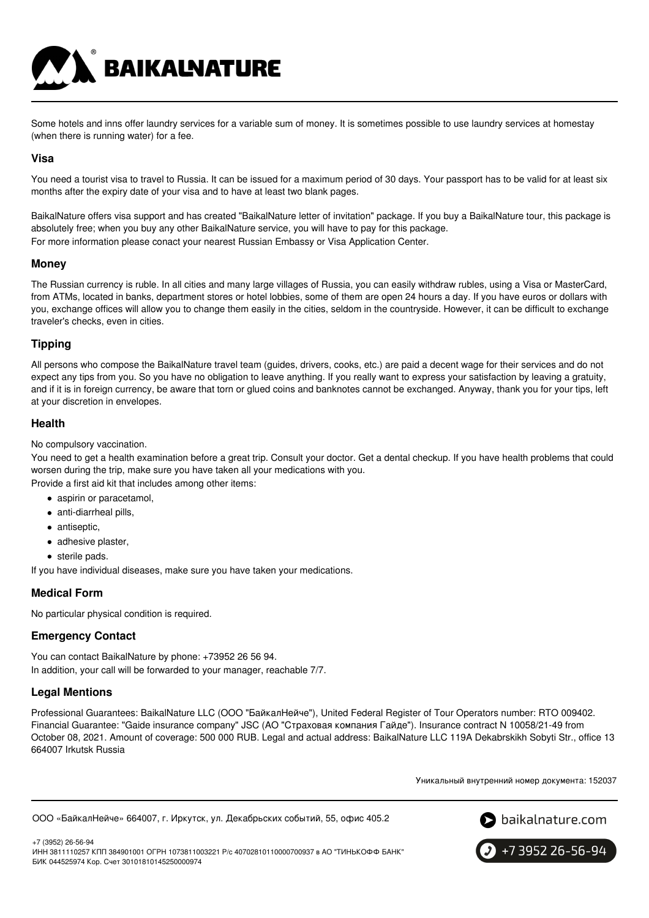Some hotels and inns offer laundry services for a variable sum of money. It is sometimes possible to use laundry services at homestay (when there is running water) for a fee.

### Visa

You need a tourist visa to travel to Russia. It can be issued for a maximum period of 30 days. Your passport has to be valid for at least six months after the expiry date of your visa and to have at least two blank pages.

BaikalNature offers visa support and has created "BaikalNature letter of invitation" package. If you buy a BaikalNature tour, this package is absolutely free; when you buy any other BaikalNature service, you will have to pay for this package.
For more information please conact your nearest Russian Embassy or Visa Application Center.

### Money

The Russian currency is ruble. In all cities and many large villages of Russia, you can easily withdraw rubles, using a Visa or MasterCard, from ATMs, located in banks, department stores or hotel lobbies, some of them are open 24 hours a day. If you have euros or dollars with you, exchange offices will allow you to change them easily in the cities, seldom in the countryside. However, it can be difficult to exchange traveler's checks, even in cities.

### Tipping

All persons who compose the BaikalNature travel team (guides, drivers, cooks, etc.) are paid a decent wage for their services and do not expect any tips from you. So you have no obligation to leave anything. If you really want to express your satisfaction by leaving a gratuity, and if it is in foreign currency, be aware that torn or glued coins and banknotes cannot be exchanged. Anyway, thank you for your tips, left at your discretion in envelopes.

### Health

No compulsory vaccination.
You need to get a health examination before a great trip. Consult your doctor. Get a dental checkup. If you have health problems that could worsen during the trip, make sure you have taken all your medications with you.
Provide a first aid kit that includes among other items:

- aspirin or paracetamol,
- anti-diarrheal pills,
- antiseptic,
- adhesive plaster,
- sterile pads.

If you have individual diseases, make sure you have taken your medications.

### Medical Form

No particular physical condition is required.

### Emergency Contact

You can contact BaikalNature by phone: +73952 26 56 94.
In addition, your call will be forwarded to your manager, reachable 7/7.

### Legal Mentions

Professional Guarantees: BaikalNature LLC (ООО "БайкалНейче"), United Federal Register of Tour Operators number: RTO 009402. Financial Guarantee: "Gaide insurance company" JSC (АО "Страховая компания Гайде"). Insurance contract N 10058/21-49 from October 08, 2021. Amount of coverage: 500 000 RUB. Legal and actual address: BaikalNature LLC 119A Dekabrskikh Sobyti Str., office 13 664007 Irkutsk Russia

Уникальный внутренний номер документа: 152037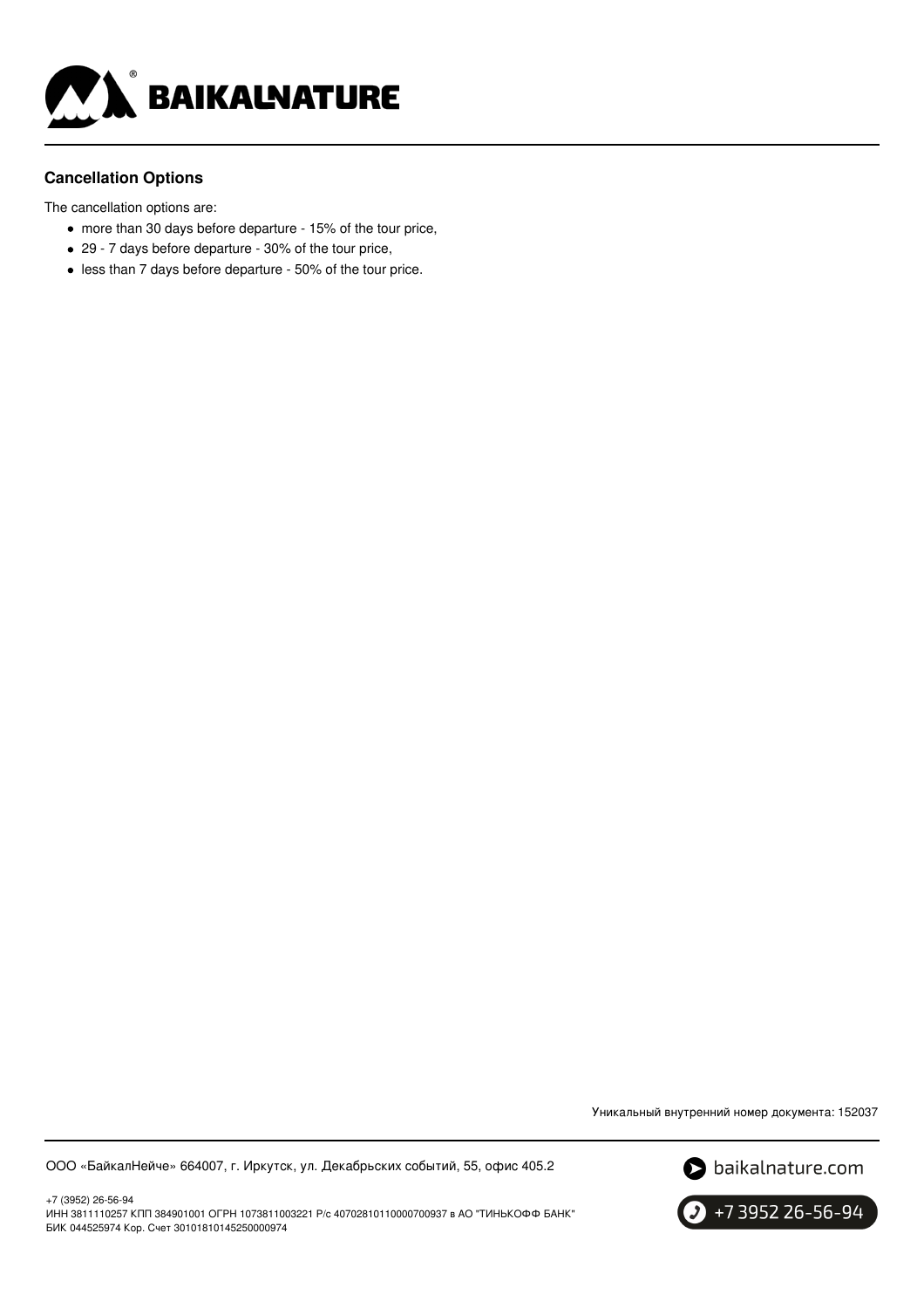## Cancellation Options

The cancellation options are:

- more than 30 days before departure - 15% of the tour price,
- 29 - 7 days before departure - 30% of the tour price,
- less than 7 days before departure - 50% of the tour price.

Уникальный внутренний номер документа: 152037